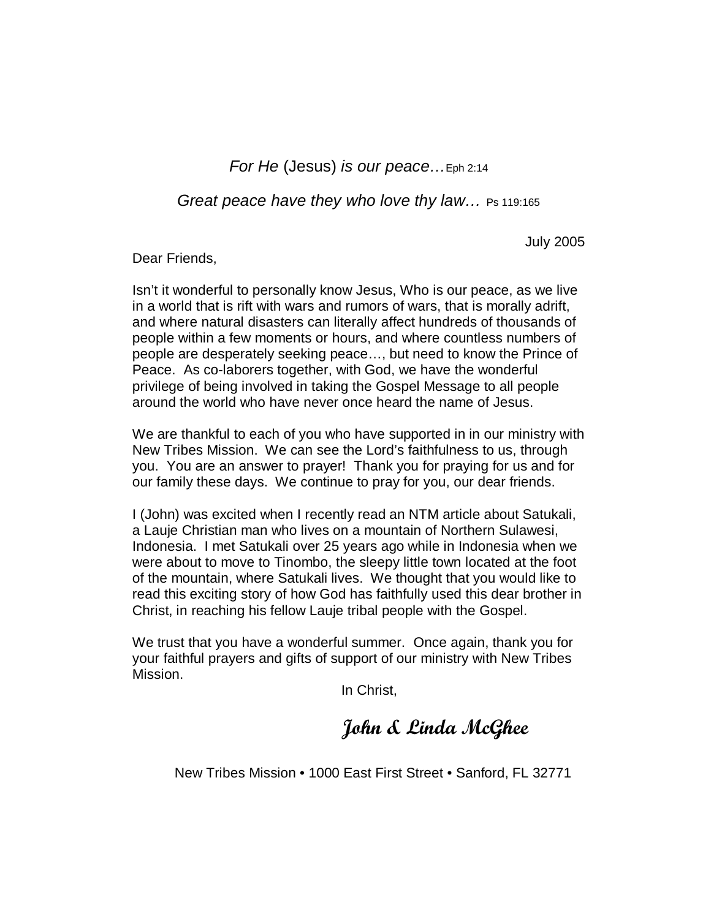*For He* (Jesus) *is our peace…* Eph 2:14

*Great peace have they who love thy law…* Ps 119:165

July 2005

Dear Friends,

Isn't it wonderful to personally know Jesus, Who is our peace, as we live in a world that is rift with wars and rumors of wars, that is morally adrift, and where natural disasters can literally affect hundreds of thousands of people within a few moments or hours, and where countless numbers of people are desperately seeking peace…, but need to know the Prince of Peace. As co-laborers together, with God, we have the wonderful privilege of being involved in taking the Gospel Message to all people around the world who have never once heard the name of Jesus.

We are thankful to each of you who have supported in in our ministry with New Tribes Mission. We can see the Lord's faithfulness to us, through you. You are an answer to prayer! Thank you for praying for us and for our family these days. We continue to pray for you, our dear friends.

I (John) was excited when I recently read an NTM article about Satukali, a Lauje Christian man who lives on a mountain of Northern Sulawesi, Indonesia. I met Satukali over 25 years ago while in Indonesia when we were about to move to Tinombo, the sleepy little town located at the foot of the mountain, where Satukali lives. We thought that you would like to read this exciting story of how God has faithfully used this dear brother in Christ, in reaching his fellow Lauje tribal people with the Gospel.

We trust that you have a wonderful summer. Once again, thank you for your faithful prayers and gifts of support of our ministry with New Tribes Mission.

In Christ,

**John & Linda McGhee**

New Tribes Mission • 1000 East First Street • Sanford, FL 32771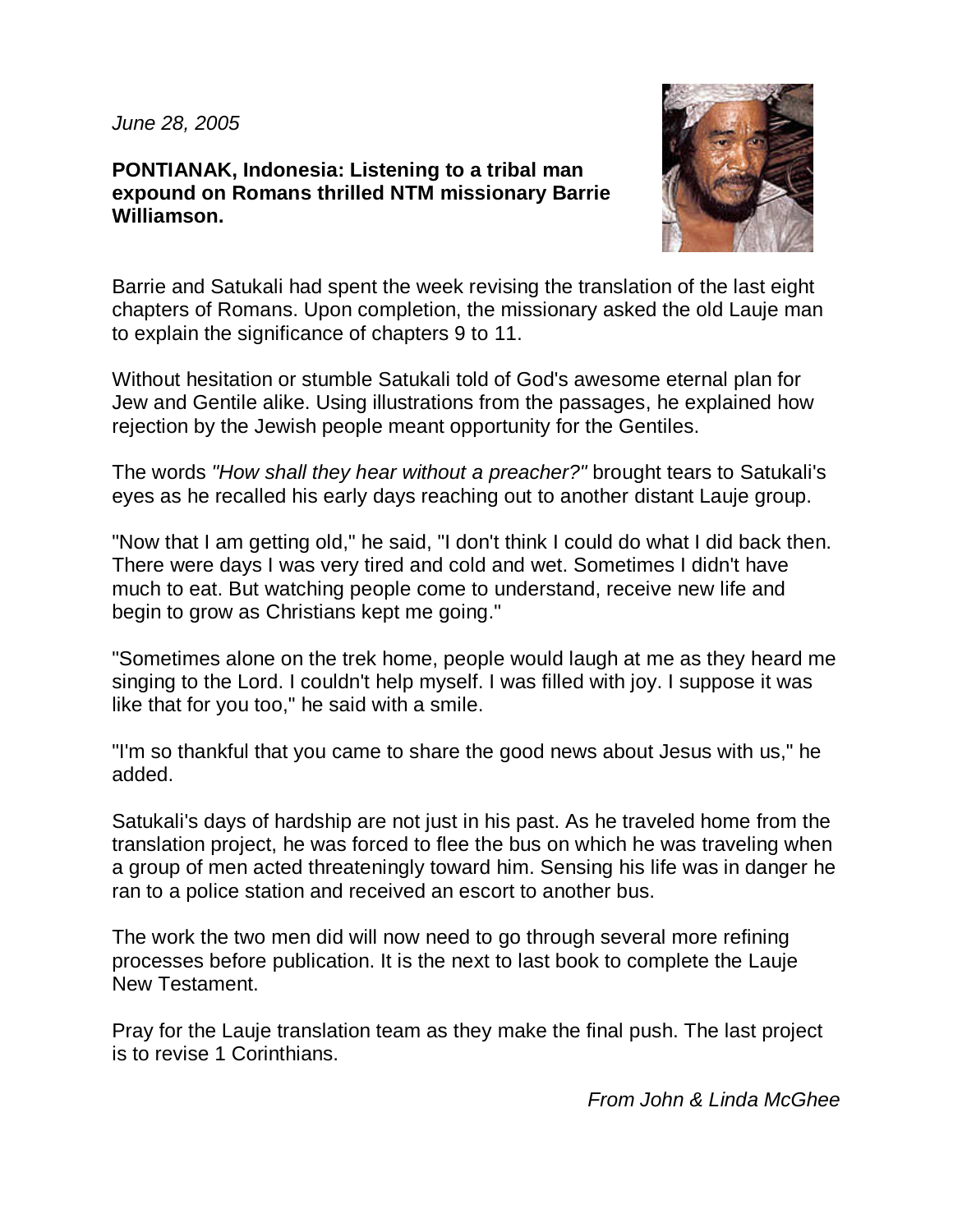*June 28, 2005*

**PONTIANAK, Indonesia: Listening to a tribal man expound on Romans thrilled NTM missionary Barrie Williamson.**

Barrie and Satukali had spent the week revising the translation of the last eight chapters of Romans. Upon completion, the missionary asked the old Lauje man to explain the significance of chapters 9 to 11.

Without hesitation or stumble Satukali told of God's awesome eternal plan for Jew and Gentile alike. Using illustrations from the passages, he explained how rejection by the Jewish people meant opportunity for the Gentiles.

The words *"How shall they hear without a preacher?"* brought tears to Satukali's eyes as he recalled his early days reaching out to another distant Lauje group.

"Now that I am getting old," he said, "I don't think I could do what I did back then. There were days I was very tired and cold and wet. Sometimes I didn't have much to eat. But watching people come to understand, receive new life and begin to grow as Christians kept me going."

"Sometimes alone on the trek home, people would laugh at me as they heard me singing to the Lord. I couldn't help myself. I was filled with joy. I suppose it was like that for you too," he said with a smile.

"I'm so thankful that you came to share the good news about Jesus with us," he added.

Satukali's days of hardship are not just in his past. As he traveled home from the translation project, he was forced to flee the bus on which he was traveling when a group of men acted threateningly toward him. Sensing his life was in danger he ran to a police station and received an escort to another bus.

The work the two men did will now need to go through several more refining processes before publication. It is the next to last book to complete the Lauje New Testament.

Pray for the Lauje translation team as they make the final push. The last project is to revise 1 Corinthians.

*From John & Linda McGhee*